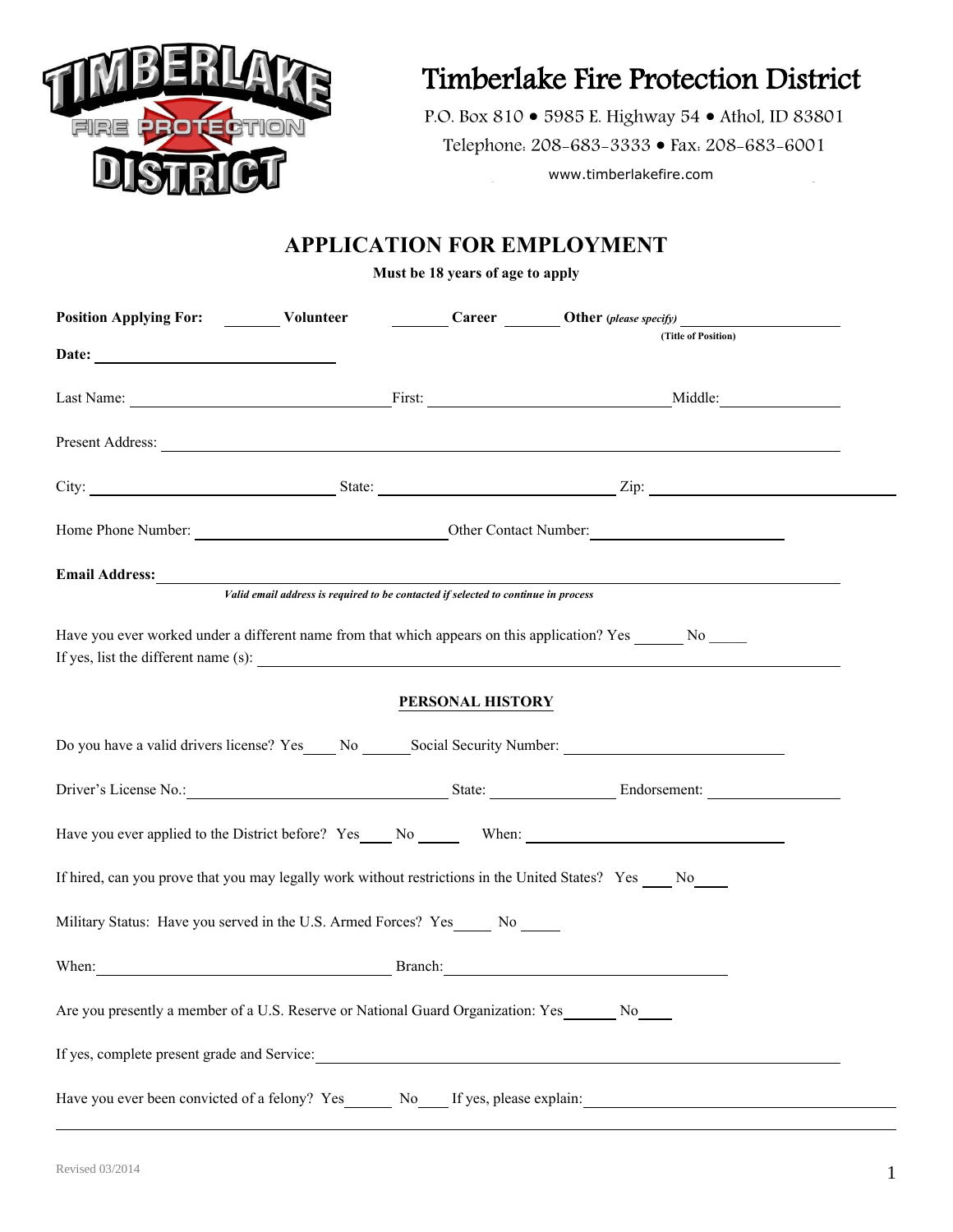# Timberlake Fire Protection District

P.O. Box 810 • 5985 E. Highway 54 • Athol, ID 83801

Telephone: 208-683-3333 • Fax: 208-683-6001

www.timberlakefire.com

## APPLICATION FOR EMPLOYMENT

**Must be 18 years of age to apply**

**Position Applying For:** _______ **Volunteer** _______ **Career** _______ **Other** (*please specify*) ____________________
**(Title of Position)**

**Date:** ______________________________

Last Name: ______________________ First: ______________________ Middle: ______________

Present Address: ______________________________________________________________

City: ______________________ State: ______________________ Zip: ______________________

Home Phone Number: ______________________ Other Contact Number: ______________________

**Email Address:** ______________________________________________________________
***Valid email address is required to be contacted if selected to continue in process***

Have you ever worked under a different name from that which appears on this application? Yes ______ No _____
If yes, list the different name (s): ______________________________________________

### PERSONAL HISTORY

Do you have a valid drivers license? Yes____ No ______ Social Security Number: ______________________

Driver's License No.: ______________________ State: ______________ Endorsement: ______________

Have you ever applied to the District before? Yes____ No ______ When: ______________________

If hired, can you prove that you may legally work without restrictions in the United States? Yes ____ No____

Military Status: Have you served in the U.S. Armed Forces? Yes_____ No _____

When: ______________________ Branch: ______________________

Are you presently a member of a U.S. Reserve or National Guard Organization: Yes______ No____

If yes, complete present grade and Service: ______________________________________________

Have you ever been convicted of a felony? Yes______ No____ If yes, please explain: ______________________

Revised 03/2014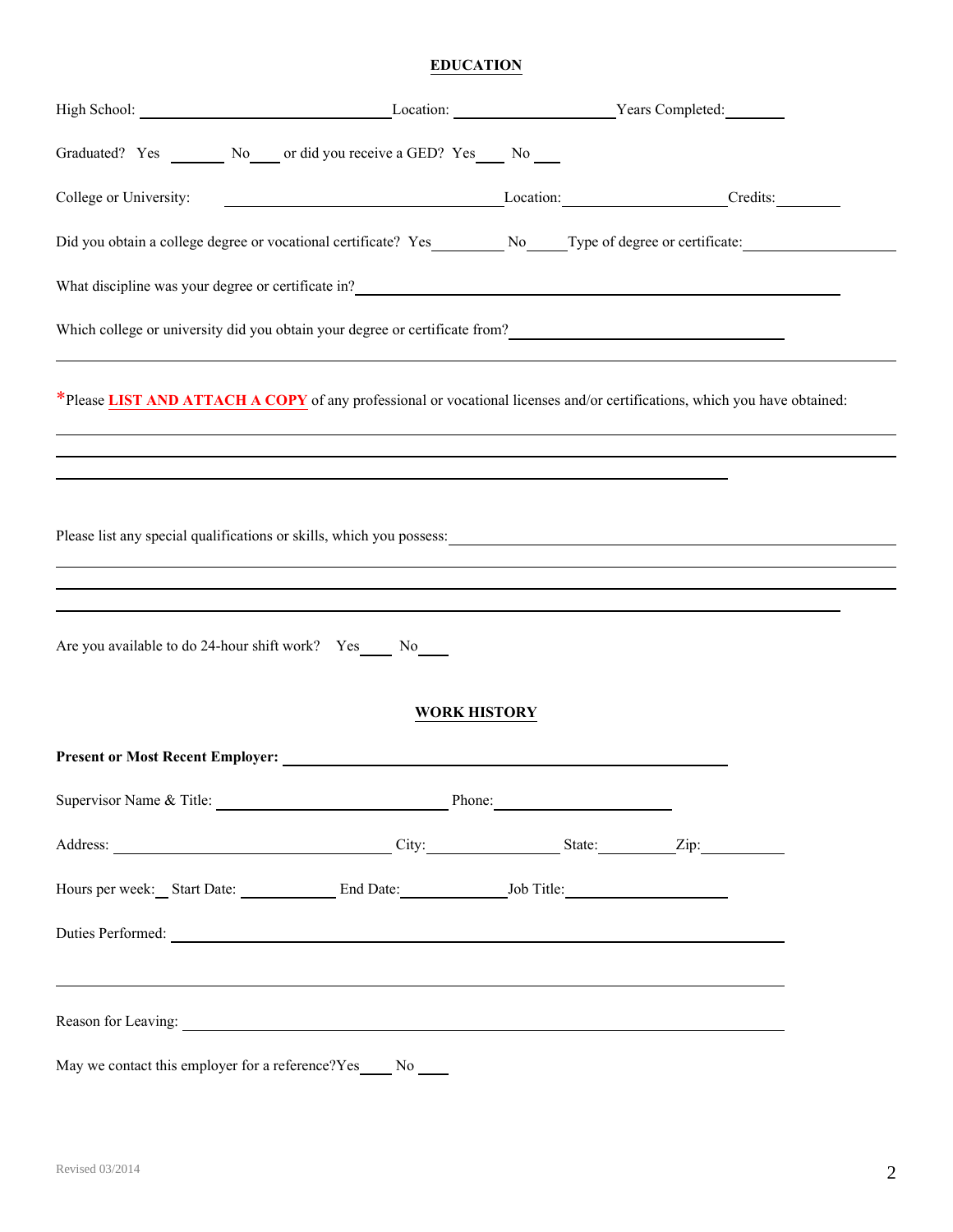## EDUCATION

High School: ______________________________ Location: ____________________ Years Completed: ________

Graduated? Yes ________ No ____ or did you receive a GED? Yes ____ No ____

College or University: ______________________________ Location: ____________________ Credits: ________

Did you obtain a college degree or vocational certificate? Yes ________ No ______ Type of degree or certificate: ____________________

What discipline was your degree or certificate in? ______________________________________________________________

Which college or university did you obtain your degree or certificate from? ______________________________

---

*Please **LIST AND ATTACH A COPY** of any professional or vocational licenses and/or certifications, which you have obtained:

______________________________________________________________________________________________

______________________________________________________________________________________________

______________________________________________________________________________

Please list any special qualifications or skills, which you possess: ______________________________________________

______________________________________________________________________________________________

______________________________________________________________________________________________

______________________________________________________________________________________

Are you available to do 24-hour shift work? Yes ____ No ____

## WORK HISTORY

**Present or Most Recent Employer:** ______________________________________________________

Supervisor Name & Title: ____________________________ Phone: ______________________

Address: ______________________________ City: ________________ State: __________ Zip: ____________

Hours per week: __ Start Date: ____________ End Date: ______________ Job Title: ____________________

Duties Performed: ______________________________________________________________________

______________________________________________________________________________________

Reason for Leaving: ____________________________________________________________________

May we contact this employer for a reference? Yes ____ No ____

Revised 03/2014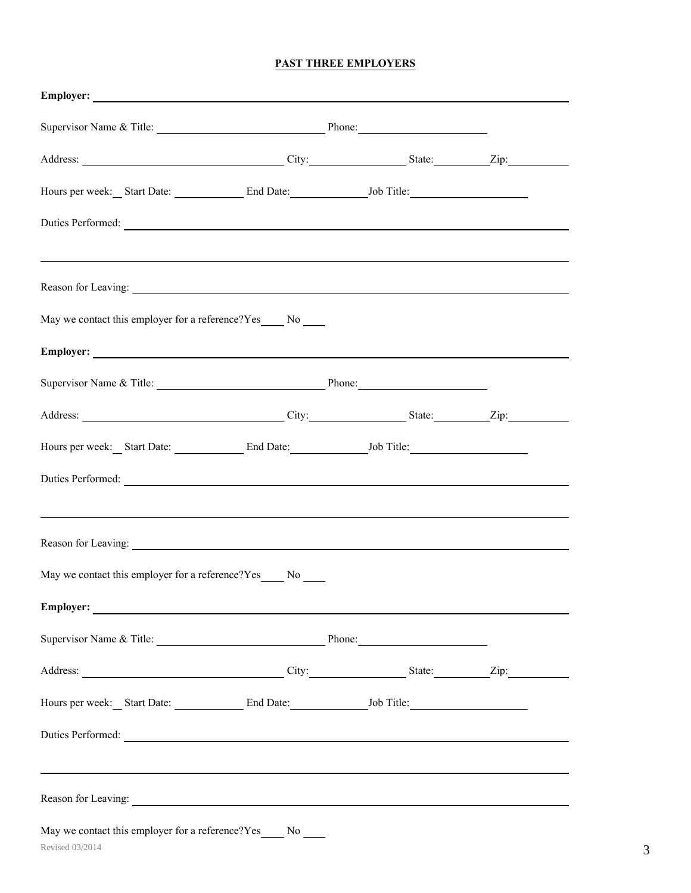## PAST THREE EMPLOYERS

**Employer:** ______________________________________________

Supervisor Name & Title: ______________________ Phone: ______________________

Address: ______________________ City: ______________ State: ________ Zip: ________

Hours per week: __ Start Date: __________ End Date: __________ Job Title: ________________

Duties Performed: ______________________________________________

______________________________________________

Reason for Leaving: ______________________________________________

May we contact this employer for a reference?Yes____ No ____

**Employer:** ______________________________________________

Supervisor Name & Title: ______________________ Phone: ______________________

Address: ______________________ City: ______________ State: ________ Zip: ________

Hours per week: __ Start Date: __________ End Date: __________ Job Title: ________________

Duties Performed: ______________________________________________

______________________________________________

Reason for Leaving: ______________________________________________

May we contact this employer for a reference?Yes____ No ____

**Employer:** ______________________________________________

Supervisor Name & Title: ______________________ Phone: ______________________

Address: ______________________ City: ______________ State: ________ Zip: ________

Hours per week: __ Start Date: __________ End Date: __________ Job Title: ________________

Duties Performed: ______________________________________________

______________________________________________

Reason for Leaving: ______________________________________________

May we contact this employer for a reference?Yes____ No ____

Revised 03/2014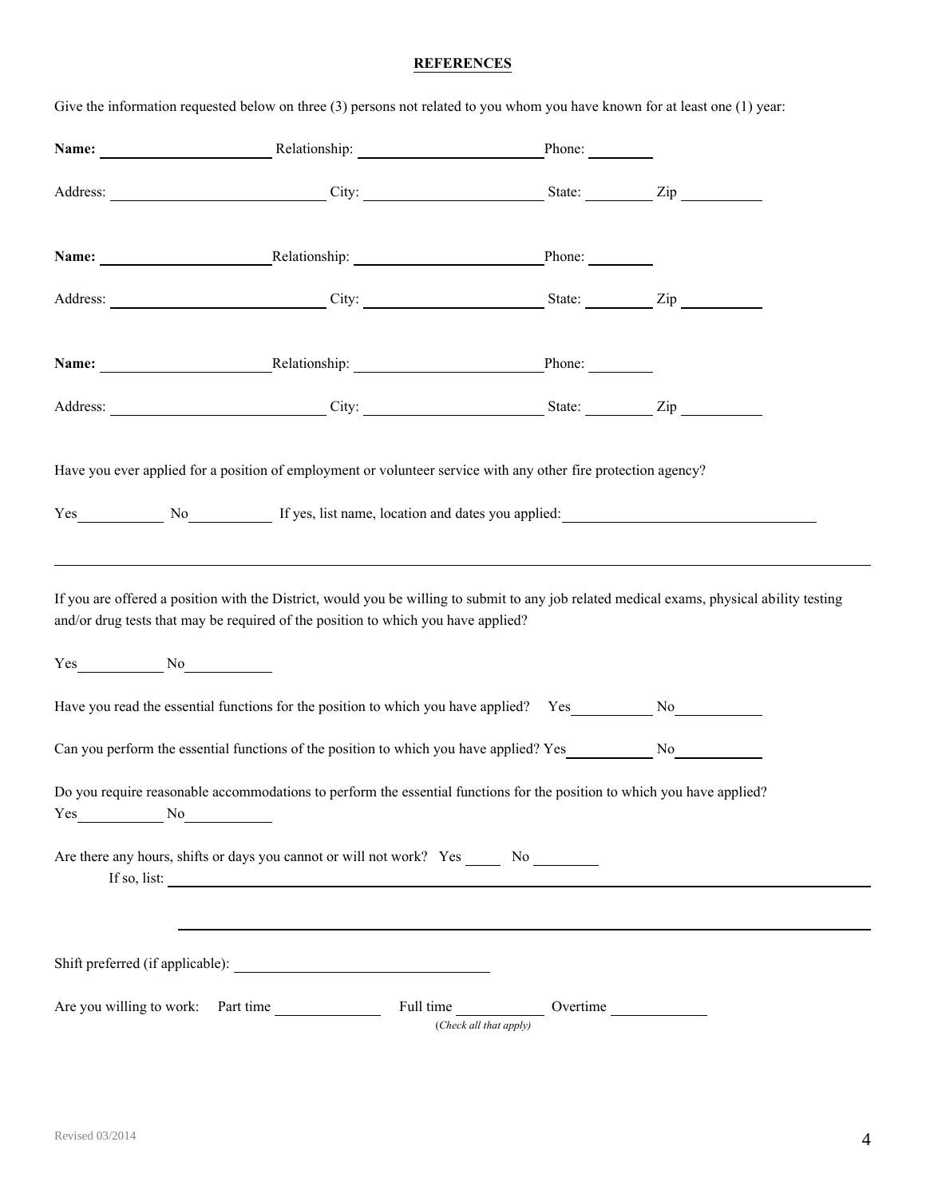## REFERENCES

Give the information requested below on three (3) persons not related to you whom you have known for at least one (1) year:

**Name:** ______________________ Relationship: ________________________ Phone: ________

Address: ___________________________ City: ______________________ State: ________ Zip __________

**Name:** ______________________ Relationship: ________________________ Phone: ________

Address: ___________________________ City: ______________________ State: ________ Zip __________

**Name:** ______________________ Relationship: ________________________ Phone: ________

Address: ___________________________ City: ______________________ State: ________ Zip __________

Have you ever applied for a position of employment or volunteer service with any other fire protection agency?

Yes__________ No__________ If yes, list name, location and dates you applied: ________________________________

_____________________________________________________________________________________________

If you are offered a position with the District, would you be willing to submit to any job related medical exams, physical ability testing and/or drug tests that may be required of the position to which you have applied?

Yes__________ No__________

Have you read the essential functions for the position to which you have applied? Yes__________ No__________

Can you perform the essential functions of the position to which you have applied? Yes__________ No__________

Do you require reasonable accommodations to perform the essential functions for the position to which you have applied?
Yes__________ No__________

Are there any hours, shifts or days you cannot or will not work? Yes _____ No ________
If so, list: _____________________________________________________________________________

_____________________________________________________________________________

Shift preferred (if applicable): ________________________________

Are you willing to work: Part time ____________ Full time ___________ Overtime ____________
*(Check all that apply)*

Revised 03/2014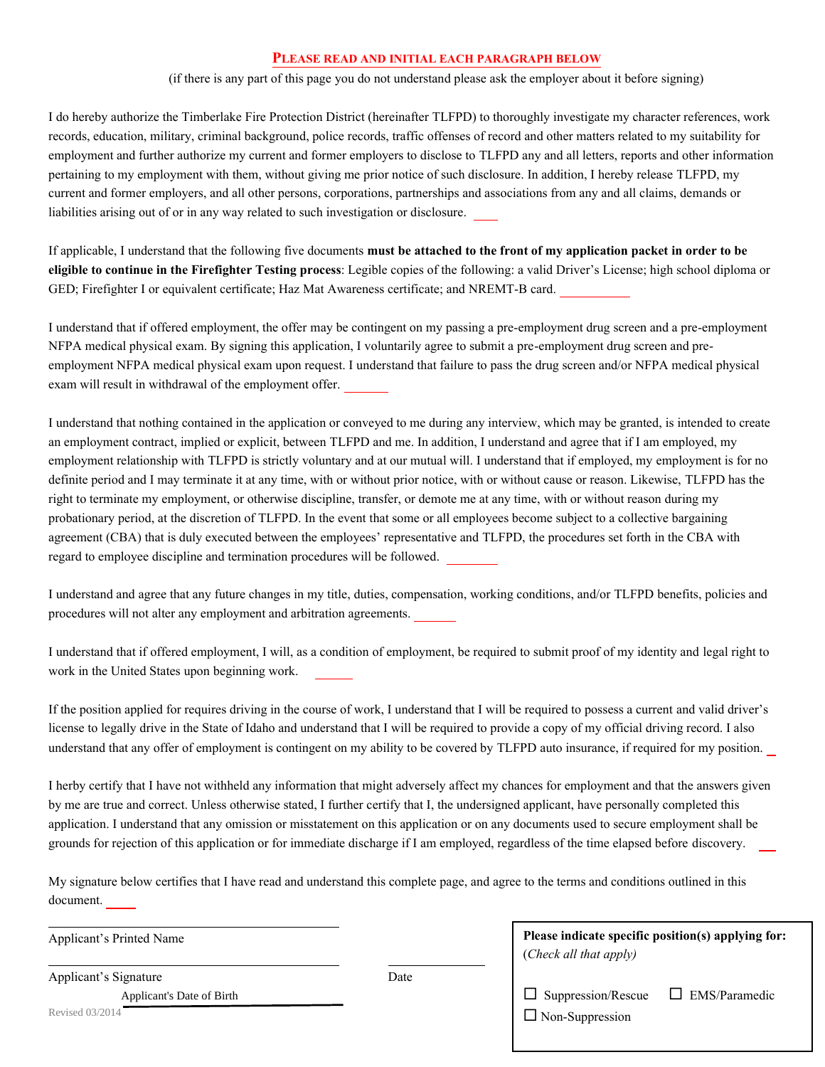## PLEASE READ AND INITIAL EACH PARAGRAPH BELOW

(if there is any part of this page you do not understand please ask the employer about it before signing)

I do hereby authorize the Timberlake Fire Protection District (hereinafter TLFPD) to thoroughly investigate my character references, work records, education, military, criminal background, police records, traffic offenses of record and other matters related to my suitability for employment and further authorize my current and former employers to disclose to TLFPD any and all letters, reports and other information pertaining to my employment with them, without giving me prior notice of such disclosure. In addition, I hereby release TLFPD, my current and former employers, and all other persons, corporations, partnerships and associations from any and all claims, demands or liabilities arising out of or in any way related to such investigation or disclosure. ____

If applicable, I understand that the following five documents **must be attached to the front of my application packet in order to be eligible to continue in the Firefighter Testing process**: Legible copies of the following: a valid Driver's License; high school diploma or GED; Firefighter I or equivalent certificate; Haz Mat Awareness certificate; and NREMT-B card. ___________

I understand that if offered employment, the offer may be contingent on my passing a pre-employment drug screen and a pre-employment NFPA medical physical exam. By signing this application, I voluntarily agree to submit a pre-employment drug screen and pre-employment NFPA medical physical exam upon request. I understand that failure to pass the drug screen and/or NFPA medical physical exam will result in withdrawal of the employment offer. _______

I understand that nothing contained in the application or conveyed to me during any interview, which may be granted, is intended to create an employment contract, implied or explicit, between TLFPD and me. In addition, I understand and agree that if I am employed, my employment relationship with TLFPD is strictly voluntary and at our mutual will. I understand that if employed, my employment is for no definite period and I may terminate it at any time, with or without prior notice, with or without cause or reason. Likewise, TLFPD has the right to terminate my employment, or otherwise discipline, transfer, or demote me at any time, with or without reason during my probationary period, at the discretion of TLFPD. In the event that some or all employees become subject to a collective bargaining agreement (CBA) that is duly executed between the employees' representative and TLFPD, the procedures set forth in the CBA with regard to employee discipline and termination procedures will be followed. ________

I understand and agree that any future changes in my title, duties, compensation, working conditions, and/or TLFPD benefits, policies and procedures will not alter any employment and arbitration agreements. _______

I understand that if offered employment, I will, as a condition of employment, be required to submit proof of my identity and legal right to work in the United States upon beginning work. ______

If the position applied for requires driving in the course of work, I understand that I will be required to possess a current and valid driver's license to legally drive in the State of Idaho and understand that I will be required to provide a copy of my official driving record. I also understand that any offer of employment is contingent on my ability to be covered by TLFPD auto insurance, if required for my position. _

I herby certify that I have not withheld any information that might adversely affect my chances for employment and that the answers given by me are true and correct. Unless otherwise stated, I further certify that I, the undersigned applicant, have personally completed this application. I understand that any omission or misstatement on this application or on any documents used to secure employment shall be grounds for rejection of this application or for immediate discharge if I am employed, regardless of the time elapsed before discovery. __

My signature below certifies that I have read and understand this complete page, and agree to the terms and conditions outlined in this document. ____

_______________________________
Applicant's Printed Name

_______________________________ ______________
Applicant's Signature Date

Applicant's Date of Birth _______________________________

Revised 03/2014

**Please indicate specific position(s) applying for:**
(*Check all that apply*)

☐ Suppression/Rescue ☐ EMS/Paramedic
☐ Non-Suppression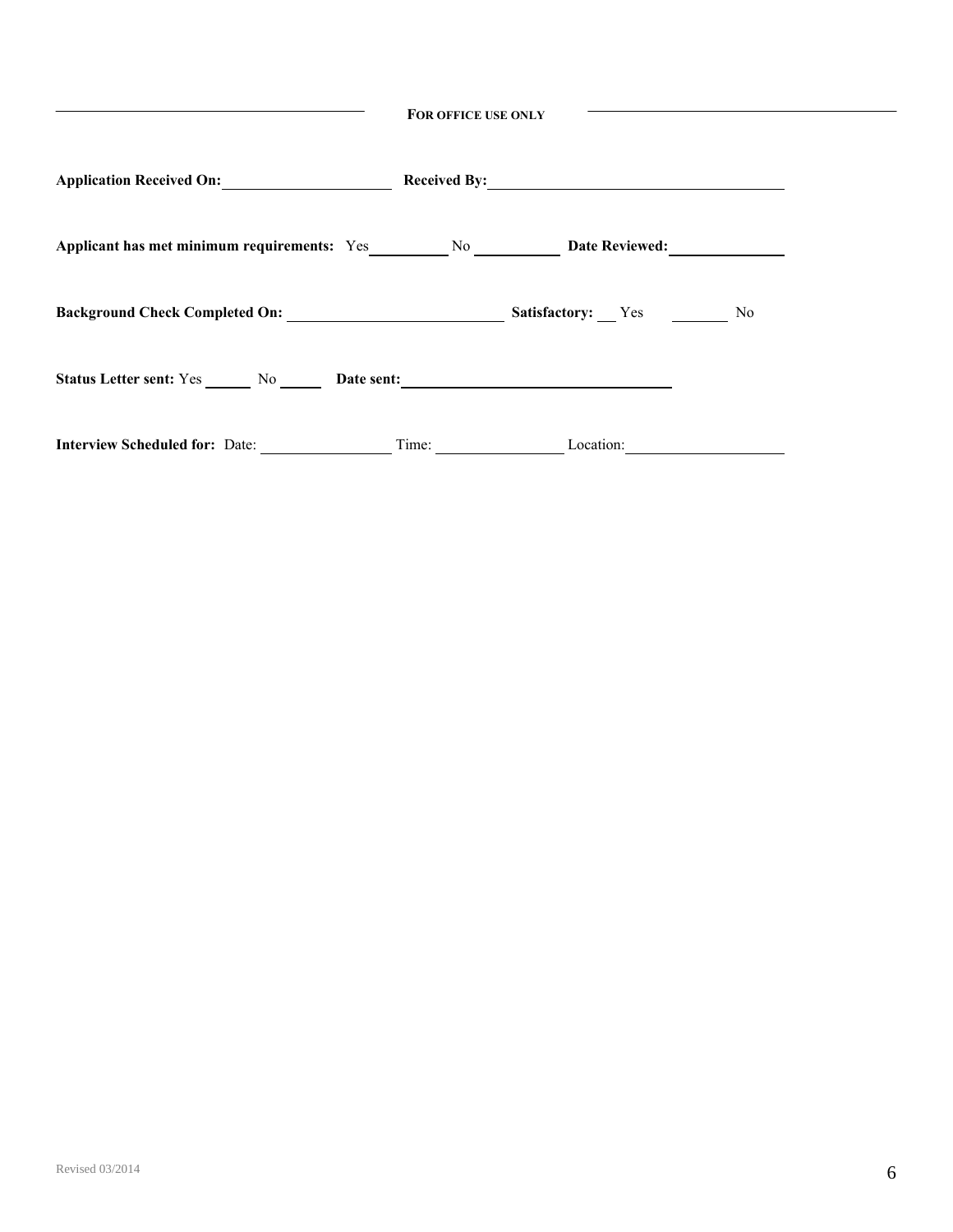**FOR OFFICE USE ONLY**

**Application Received On:** \_\_\_\_\_\_\_\_\_\_\_\_\_\_\_\_\_\_\_\_ **Received By:** \_\_\_\_\_\_\_\_\_\_\_\_\_\_\_\_\_\_\_\_\_\_\_\_\_\_\_\_\_\_\_\_\_\_\_\_

**Applicant has met minimum requirements:** Yes\_\_\_\_\_\_\_\_\_\_ No \_\_\_\_\_\_\_\_\_\_ **Date Reviewed:** \_\_\_\_\_\_\_\_\_\_\_\_\_\_

**Background Check Completed On:** \_\_\_\_\_\_\_\_\_\_\_\_\_\_\_\_\_\_\_\_\_\_\_\_\_\_\_ **Satisfactory:** \_\_\_ Yes \_\_\_\_\_\_\_ No

**Status Letter sent:** Yes \_\_\_\_\_\_ No \_\_\_\_\_ **Date sent:** \_\_\_\_\_\_\_\_\_\_\_\_\_\_\_\_\_\_\_\_\_\_\_\_\_\_\_\_\_\_\_\_\_\_

**Interview Scheduled for:** Date: \_\_\_\_\_\_\_\_\_\_\_\_\_\_\_\_ Time: \_\_\_\_\_\_\_\_\_\_\_\_\_\_\_\_ Location: \_\_\_\_\_\_\_\_\_\_\_\_\_\_\_\_\_\_\_\_

Revised 03/2014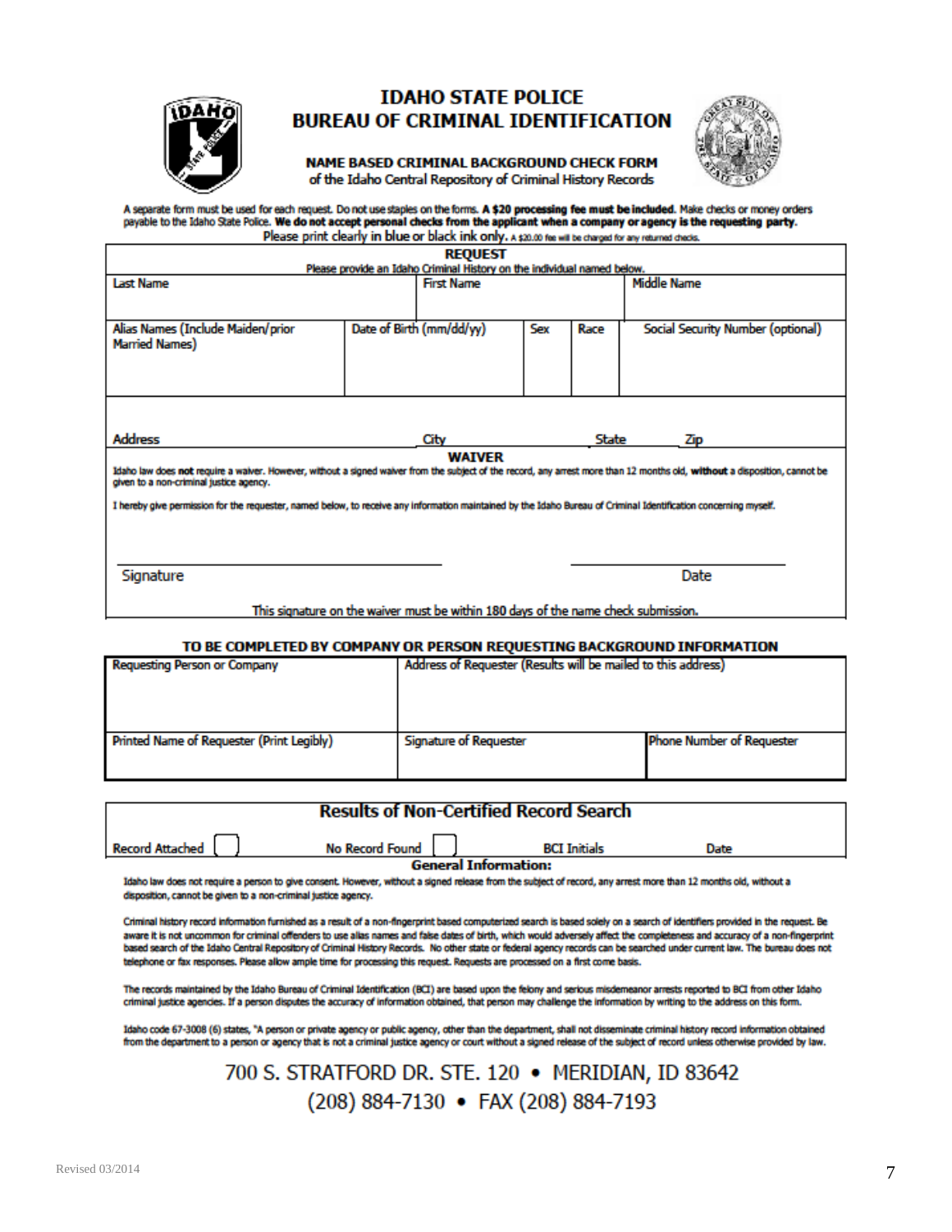# IDAHO STATE POLICE
# BUREAU OF CRIMINAL IDENTIFICATION

**NAME BASED CRIMINAL BACKGROUND CHECK FORM**
of the Idaho Central Repository of Criminal History Records

A separate form must be used for each request. Do not use staples on the forms. **A $20 processing fee must be included.** Make checks or money orders payable to the Idaho State Police. **We do not accept personal checks from the applicant when a company or agency is the requesting party.**

Please print clearly in blue or black ink only. A $20.00 fee will be charged for any returned checks.

## REQUEST

Please provide an Idaho Criminal History on the individual named below.

| Last Name | | First Name | | | Middle Name |
|---|---|---|---|---|---|
| Alias Names (Include Maiden/prior Married Names) | Date of Birth (mm/dd/yy) | | Sex | Race | Social Security Number (optional) |
| Address | | City | | State | Zip |

## WAIVER

Idaho law does **not** require a waiver. However, without a signed waiver from the subject of the record, any arrest more than 12 months old, **without** a disposition, cannot be given to a non-criminal justice agency.

I hereby give permission for the requester, named below, to receive any information maintained by the Idaho Bureau of Criminal Identification concerning myself.

Signature ______________________ Date ______________________

This signature on the waiver must be within 180 days of the name check submission.

## TO BE COMPLETED BY COMPANY OR PERSON REQUESTING BACKGROUND INFORMATION

| Requesting Person or Company | Address of Requester (Results will be mailed to this address) | |
|---|---|---|
| Printed Name of Requester (Print Legibly) | Signature of Requester | Phone Number of Requester |

## Results of Non-Certified Record Search

| | | | |
|---|---|---|---|
| Record Attached ☐ | No Record Found ☐ | BCI Initials | Date |

**General Information:**

Idaho law does not require a person to give consent. However, without a signed release from the subject of record, any arrest more than 12 months old, without a disposition, cannot be given to a non-criminal justice agency.

Criminal history record information furnished as a result of a non-fingerprint based computerized search is based solely on a search of identifiers provided in the request. Be aware it is not uncommon for criminal offenders to use alias names and false dates of birth, which would adversely affect the completeness and accuracy of a non-fingerprint based search of the Idaho Central Repository of Criminal History Records. No other state or federal agency records can be searched under current law. The bureau does not telephone or fax responses. Please allow ample time for processing this request. Requests are processed on a first come basis.

The records maintained by the Idaho Bureau of Criminal Identification (BCI) are based upon the felony and serious misdemeanor arrests reported to BCI from other Idaho criminal justice agencies. If a person disputes the accuracy of information obtained, that person may challenge the information by writing to the address on this form.

Idaho code 67-3008 (6) states, "A person or private agency or public agency, other than the department, shall not disseminate criminal history record information obtained from the department to a person or agency that is not a criminal justice agency or court without a signed release of the subject of record unless otherwise provided by law.

700 S. STRATFORD DR. STE. 120 • MERIDIAN, ID 83642
(208) 884-7130 • FAX (208) 884-7193

Revised 03/2014